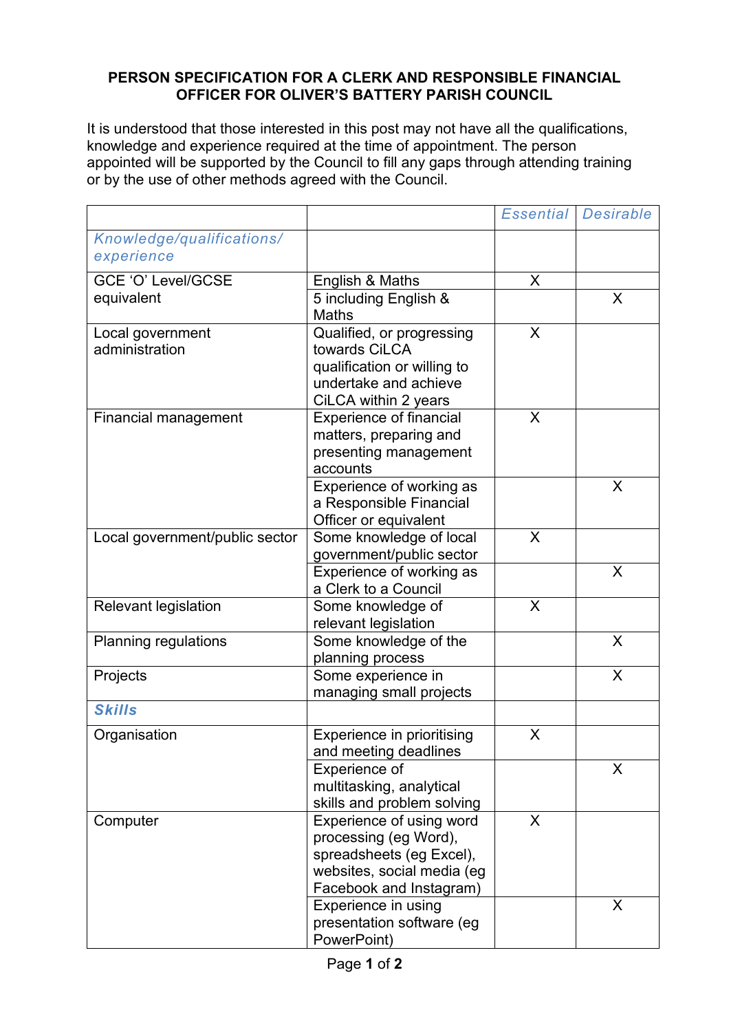**PERSON SPECIFICATION FOR A CLERK AND RESPONSIBLE FINANCIAL OFFICER FOR OLIVER'S BATTERY PARISH COUNCIL**

It is understood that those interested in this post may not have all the qualifications, knowledge and experience required at the time of appointment. The person appointed will be supported by the Council to fill any gaps through attending training or by the use of other methods agreed with the Council.

| | | *Essential* | *Desirable* |
|---|---|---|---|
| *Knowledge/qualifications/ experience* | | | |
| GCE 'O' Level/GCSE equivalent | English & Maths | X | |
| | 5 including English & Maths | | X |
| Local government administration | Qualified, or progressing towards CiLCA qualification or willing to undertake and achieve CiLCA within 2 years | X | |
| Financial management | Experience of financial matters, preparing and presenting management accounts | X | |
| | Experience of working as a Responsible Financial Officer or equivalent | | X |
| Local government/public sector | Some knowledge of local government/public sector | X | |
| | Experience of working as a Clerk to a Council | | X |
| Relevant legislation | Some knowledge of relevant legislation | X | |
| Planning regulations | Some knowledge of the planning process | | X |
| Projects | Some experience in managing small projects | | X |
| ***Skills*** | | | |
| Organisation | Experience in prioritising and meeting deadlines | X | |
| | Experience of multitasking, analytical skills and problem solving | | X |
| Computer | Experience of using word processing (eg Word), spreadsheets (eg Excel), websites, social media (eg Facebook and Instagram) | X | |
| | Experience in using presentation software (eg PowerPoint) | | X |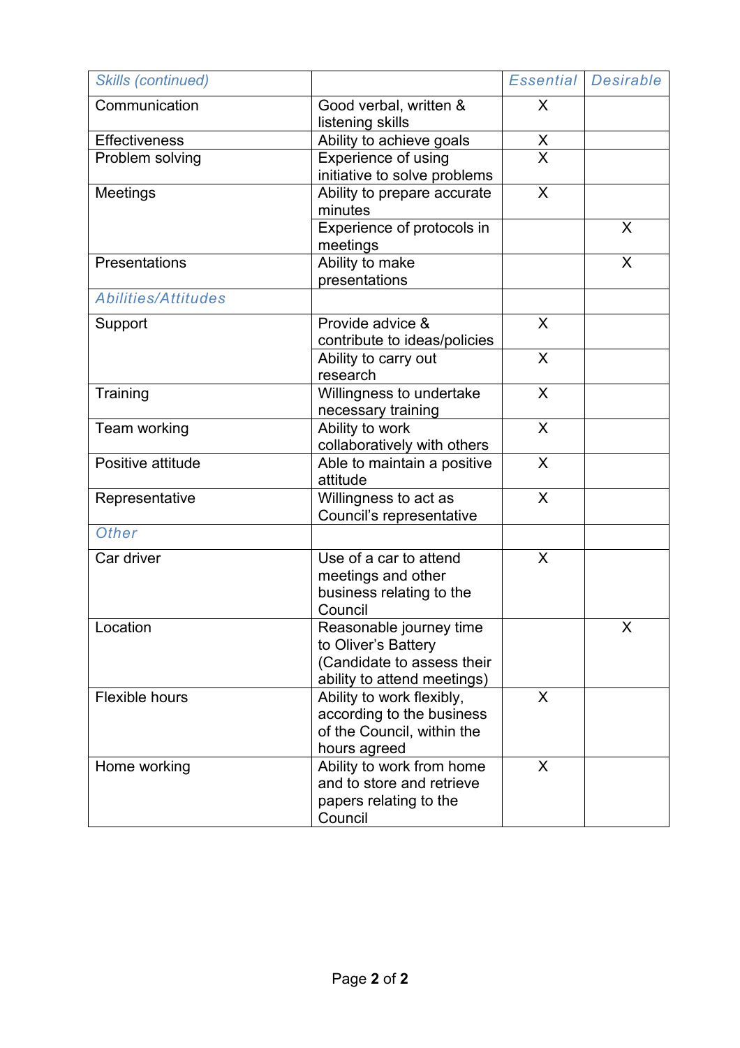| *Skills (continued)* | | *Essential* | *Desirable* |
| --- | --- | --- | --- |
| Communication | Good verbal, written & listening skills | X | |
| Effectiveness | Ability to achieve goals | X | |
| Problem solving | Experience of using initiative to solve problems | X | |
| Meetings | Ability to prepare accurate minutes | X | |
| | Experience of protocols in meetings | | X |
| Presentations | Ability to make presentations | | X |
| *Abilities/Attitudes* | | | |
| Support | Provide advice & contribute to ideas/policies | X | |
| | Ability to carry out research | X | |
| Training | Willingness to undertake necessary training | X | |
| Team working | Ability to work collaboratively with others | X | |
| Positive attitude | Able to maintain a positive attitude | X | |
| Representative | Willingness to act as Council's representative | X | |
| *Other* | | | |
| Car driver | Use of a car to attend meetings and other business relating to the Council | X | |
| Location | Reasonable journey time to Oliver's Battery (Candidate to assess their ability to attend meetings) | | X |
| Flexible hours | Ability to work flexibly, according to the business of the Council, within the hours agreed | X | |
| Home working | Ability to work from home and to store and retrieve papers relating to the Council | X | |